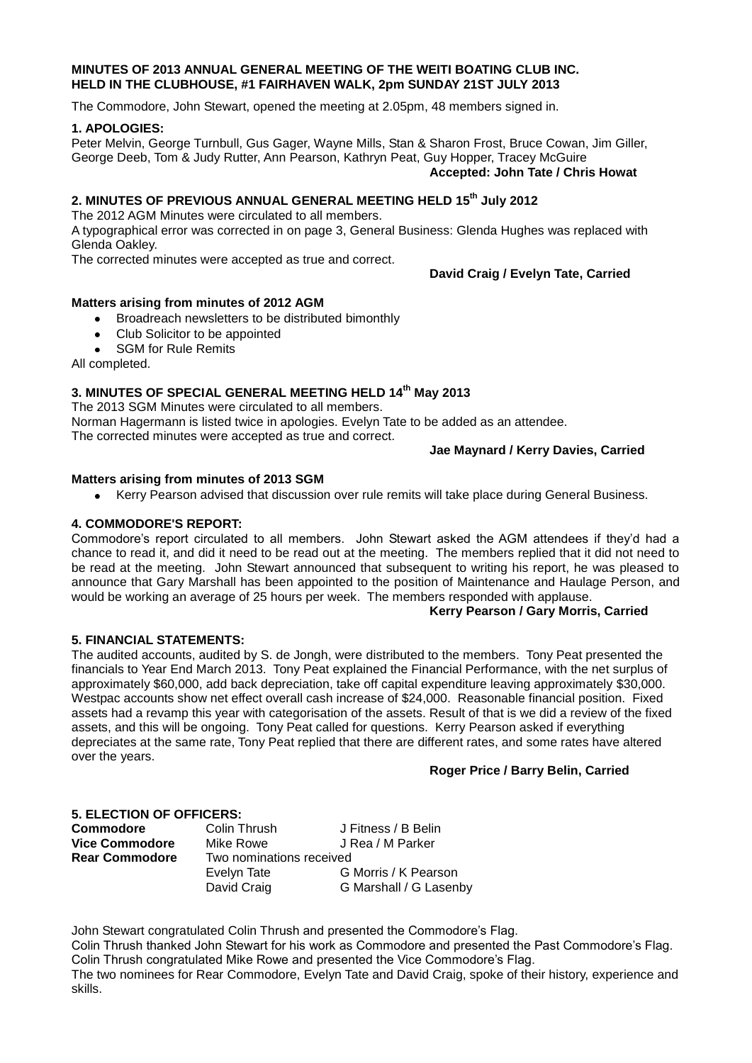**MINUTES OF 2013 ANNUAL GENERAL MEETING OF THE WEITI BOATING CLUB INC. HELD IN THE CLUBHOUSE, #1 FAIRHAVEN WALK, 2pm SUNDAY 21ST JULY 2013**

The Commodore, John Stewart, opened the meeting at 2.05pm, 48 members signed in.

## 1. APOLOGIES:

Peter Melvin, George Turnbull, Gus Gager, Wayne Mills, Stan & Sharon Frost, Bruce Cowan, Jim Giller, George Deeb, Tom & Judy Rutter, Ann Pearson, Kathryn Peat, Guy Hopper, Tracey McGuire

**Accepted: John Tate / Chris Howat**

## 2. MINUTES OF PREVIOUS ANNUAL GENERAL MEETING HELD 15th July 2012

The 2012 AGM Minutes were circulated to all members.

A typographical error was corrected in on page 3, General Business: Glenda Hughes was replaced with Glenda Oakley.

The corrected minutes were accepted as true and correct.

**David Craig / Evelyn Tate, Carried**

### Matters arising from minutes of 2012 AGM

- Broadreach newsletters to be distributed bimonthly
- Club Solicitor to be appointed
- SGM for Rule Remits

All completed.

## 3. MINUTES OF SPECIAL GENERAL MEETING HELD 14th May 2013

The 2013 SGM Minutes were circulated to all members.

Norman Hagermann is listed twice in apologies. Evelyn Tate to be added as an attendee.

The corrected minutes were accepted as true and correct.

**Jae Maynard / Kerry Davies, Carried**

### Matters arising from minutes of 2013 SGM

- Kerry Pearson advised that discussion over rule remits will take place during General Business.

## 4. COMMODORE'S REPORT:

Commodore's report circulated to all members. John Stewart asked the AGM attendees if they'd had a chance to read it, and did it need to be read out at the meeting. The members replied that it did not need to be read at the meeting. John Stewart announced that subsequent to writing his report, he was pleased to announce that Gary Marshall has been appointed to the position of Maintenance and Haulage Person, and would be working an average of 25 hours per week. The members responded with applause.

**Kerry Pearson / Gary Morris, Carried**

## 5. FINANCIAL STATEMENTS:

The audited accounts, audited by S. de Jongh, were distributed to the members. Tony Peat presented the financials to Year End March 2013. Tony Peat explained the Financial Performance, with the net surplus of approximately $60,000, add back depreciation, take off capital expenditure leaving approximately $30,000. Westpac accounts show net effect overall cash increase of $24,000. Reasonable financial position. Fixed assets had a revamp this year with categorisation of the assets. Result of that is we did a review of the fixed assets, and this will be ongoing. Tony Peat called for questions. Kerry Pearson asked if everything depreciates at the same rate, Tony Peat replied that there are different rates, and some rates have altered over the years.

**Roger Price / Barry Belin, Carried**

## 5. ELECTION OF OFFICERS:

| | | |
|---|---|---|
| **Commodore** | Colin Thrush | J Fitness / B Belin |
| **Vice Commodore** | Mike Rowe | J Rea / M Parker |
| **Rear Commodore** | Two nominations received | |
| | Evelyn Tate | G Morris / K Pearson |
| | David Craig | G Marshall / G Lasenby |

John Stewart congratulated Colin Thrush and presented the Commodore's Flag.

Colin Thrush thanked John Stewart for his work as Commodore and presented the Past Commodore's Flag.

Colin Thrush congratulated Mike Rowe and presented the Vice Commodore's Flag.

The two nominees for Rear Commodore, Evelyn Tate and David Craig, spoke of their history, experience and skills.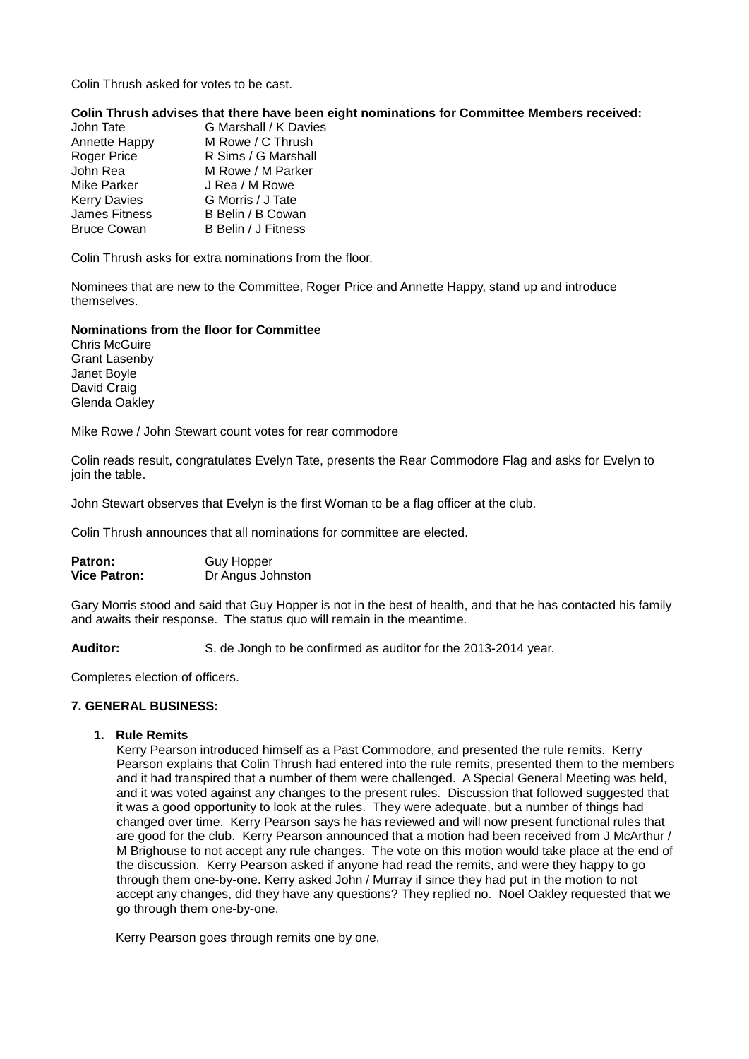Colin Thrush asked for votes to be cast.

**Colin Thrush advises that there have been eight nominations for Committee Members received:**

| | |
|---|---|
| John Tate | G Marshall / K Davies |
| Annette Happy | M Rowe / C Thrush |
| Roger Price | R Sims / G Marshall |
| John Rea | M Rowe / M Parker |
| Mike Parker | J Rea / M Rowe |
| Kerry Davies | G Morris / J Tate |
| James Fitness | B Belin / B Cowan |
| Bruce Cowan | B Belin / J Fitness |

Colin Thrush asks for extra nominations from the floor.

Nominees that are new to the Committee, Roger Price and Annette Happy, stand up and introduce themselves.

**Nominations from the floor for Committee**

Chris McGuire
Grant Lasenby
Janet Boyle
David Craig
Glenda Oakley

Mike Rowe / John Stewart count votes for rear commodore

Colin reads result, congratulates Evelyn Tate, presents the Rear Commodore Flag and asks for Evelyn to join the table.

John Stewart observes that Evelyn is the first Woman to be a flag officer at the club.

Colin Thrush announces that all nominations for committee are elected.

**Patron:** Guy Hopper
**Vice Patron:** Dr Angus Johnston

Gary Morris stood and said that Guy Hopper is not in the best of health, and that he has contacted his family and awaits their response. The status quo will remain in the meantime.

**Auditor:** S. de Jongh to be confirmed as auditor for the 2013-2014 year.

Completes election of officers.

**7. GENERAL BUSINESS:**

1. **Rule Remits**
   Kerry Pearson introduced himself as a Past Commodore, and presented the rule remits. Kerry Pearson explains that Colin Thrush had entered into the rule remits, presented them to the members and it had transpired that a number of them were challenged. A Special General Meeting was held, and it was voted against any changes to the present rules. Discussion that followed suggested that it was a good opportunity to look at the rules. They were adequate, but a number of things had changed over time. Kerry Pearson says he has reviewed and will now present functional rules that are good for the club. Kerry Pearson announced that a motion had been received from J McArthur / M Brighouse to not accept any rule changes. The vote on this motion would take place at the end of the discussion. Kerry Pearson asked if anyone had read the remits, and were they happy to go through them one-by-one. Kerry asked John / Murray if since they had put in the motion to not accept any changes, did they have any questions? They replied no. Noel Oakley requested that we go through them one-by-one.

   Kerry Pearson goes through remits one by one.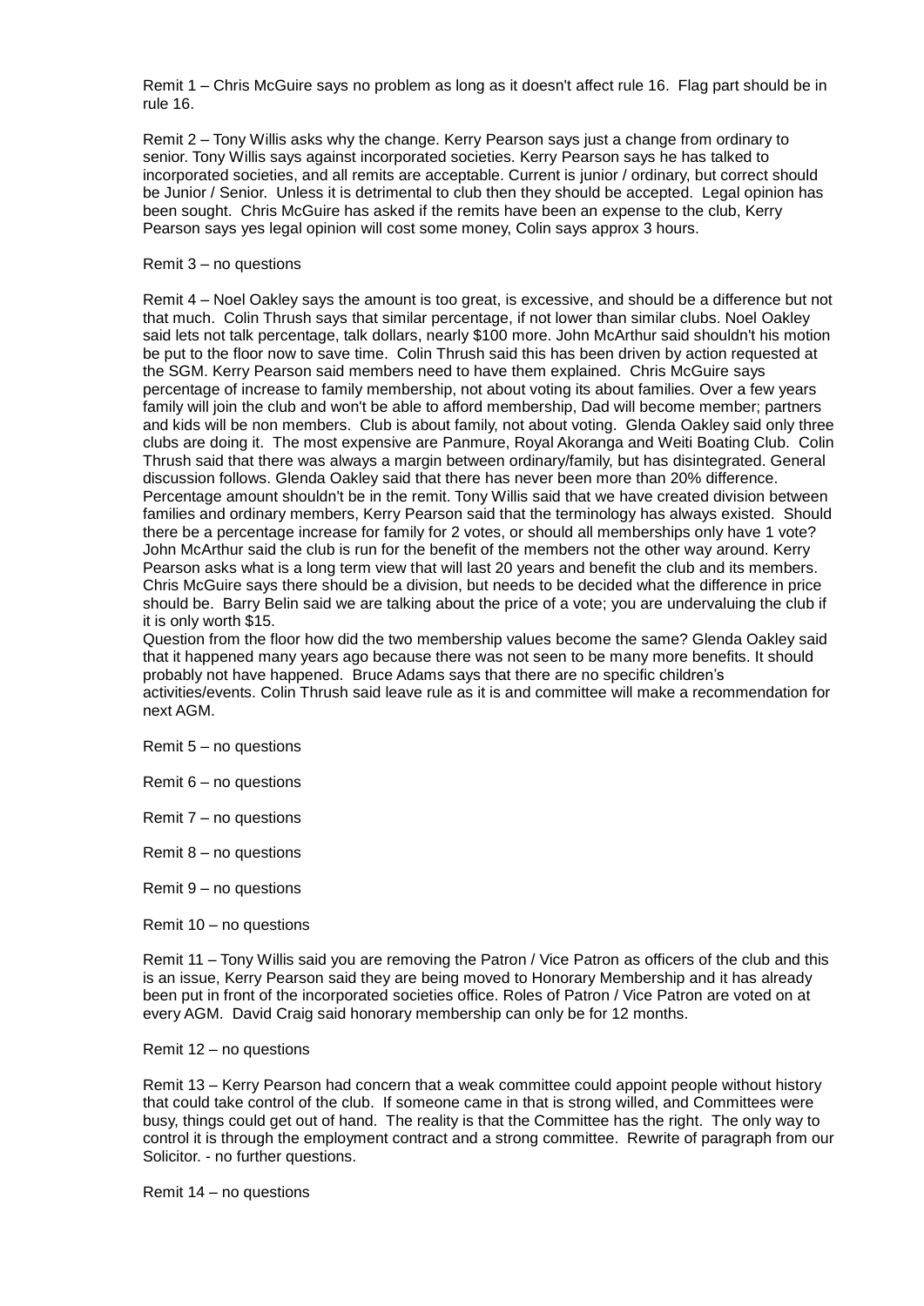Remit 1 – Chris McGuire says no problem as long as it doesn't affect rule 16. Flag part should be in rule 16.

Remit 2 – Tony Willis asks why the change. Kerry Pearson says just a change from ordinary to senior. Tony Willis says against incorporated societies. Kerry Pearson says he has talked to incorporated societies, and all remits are acceptable. Current is junior / ordinary, but correct should be Junior / Senior. Unless it is detrimental to club then they should be accepted. Legal opinion has been sought. Chris McGuire has asked if the remits have been an expense to the club, Kerry Pearson says yes legal opinion will cost some money, Colin says approx 3 hours.

Remit 3 – no questions

Remit 4 – Noel Oakley says the amount is too great, is excessive, and should be a difference but not that much. Colin Thrush says that similar percentage, if not lower than similar clubs. Noel Oakley said lets not talk percentage, talk dollars, nearly $100 more. John McArthur said shouldn't his motion be put to the floor now to save time. Colin Thrush said this has been driven by action requested at the SGM. Kerry Pearson said members need to have them explained. Chris McGuire says percentage of increase to family membership, not about voting its about families. Over a few years family will join the club and won't be able to afford membership, Dad will become member; partners and kids will be non members. Club is about family, not about voting. Glenda Oakley said only three clubs are doing it. The most expensive are Panmure, Royal Akoranga and Weiti Boating Club. Colin Thrush said that there was always a margin between ordinary/family, but has disintegrated. General discussion follows. Glenda Oakley said that there has never been more than 20% difference. Percentage amount shouldn't be in the remit. Tony Willis said that we have created division between families and ordinary members, Kerry Pearson said that the terminology has always existed. Should there be a percentage increase for family for 2 votes, or should all memberships only have 1 vote? John McArthur said the club is run for the benefit of the members not the other way around. Kerry Pearson asks what is a long term view that will last 20 years and benefit the club and its members. Chris McGuire says there should be a division, but needs to be decided what the difference in price should be. Barry Belin said we are talking about the price of a vote; you are undervaluing the club if it is only worth $15.

Question from the floor how did the two membership values become the same? Glenda Oakley said that it happened many years ago because there was not seen to be many more benefits. It should probably not have happened. Bruce Adams says that there are no specific children's activities/events. Colin Thrush said leave rule as it is and committee will make a recommendation for next AGM.

Remit 5 – no questions

Remit 6 – no questions

Remit 7 – no questions

Remit 8 – no questions

Remit 9 – no questions

Remit 10 – no questions

Remit 11 – Tony Willis said you are removing the Patron / Vice Patron as officers of the club and this is an issue, Kerry Pearson said they are being moved to Honorary Membership and it has already been put in front of the incorporated societies office. Roles of Patron / Vice Patron are voted on at every AGM. David Craig said honorary membership can only be for 12 months.

Remit 12 – no questions

Remit 13 – Kerry Pearson had concern that a weak committee could appoint people without history that could take control of the club. If someone came in that is strong willed, and Committees were busy, things could get out of hand. The reality is that the Committee has the right. The only way to control it is through the employment contract and a strong committee. Rewrite of paragraph from our Solicitor. - no further questions.

Remit 14 – no questions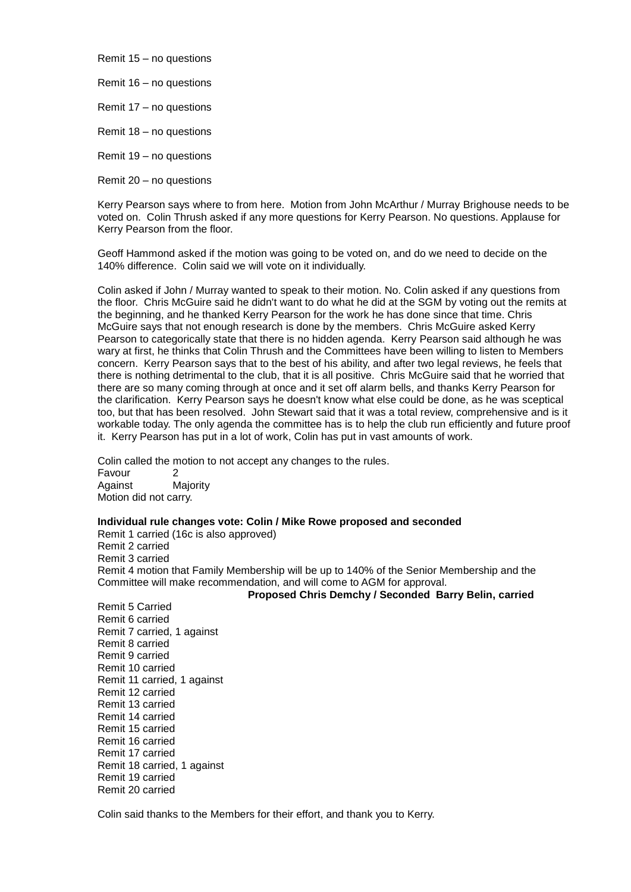Remit 15 – no questions

Remit 16 – no questions

Remit 17 – no questions

Remit 18 – no questions

Remit 19 – no questions

Remit 20 – no questions

Kerry Pearson says where to from here. Motion from John McArthur / Murray Brighouse needs to be voted on. Colin Thrush asked if any more questions for Kerry Pearson. No questions. Applause for Kerry Pearson from the floor.

Geoff Hammond asked if the motion was going to be voted on, and do we need to decide on the 140% difference. Colin said we will vote on it individually.

Colin asked if John / Murray wanted to speak to their motion. No. Colin asked if any questions from the floor. Chris McGuire said he didn't want to do what he did at the SGM by voting out the remits at the beginning, and he thanked Kerry Pearson for the work he has done since that time. Chris McGuire says that not enough research is done by the members. Chris McGuire asked Kerry Pearson to categorically state that there is no hidden agenda. Kerry Pearson said although he was wary at first, he thinks that Colin Thrush and the Committees have been willing to listen to Members concern. Kerry Pearson says that to the best of his ability, and after two legal reviews, he feels that there is nothing detrimental to the club, that it is all positive. Chris McGuire said that he worried that there are so many coming through at once and it set off alarm bells, and thanks Kerry Pearson for the clarification. Kerry Pearson says he doesn't know what else could be done, as he was sceptical too, but that has been resolved. John Stewart said that it was a total review, comprehensive and is it workable today. The only agenda the committee has is to help the club run efficiently and future proof it. Kerry Pearson has put in a lot of work, Colin has put in vast amounts of work.

Colin called the motion to not accept any changes to the rules.
Favour 2
Against Majority
Motion did not carry.

**Individual rule changes vote: Colin / Mike Rowe proposed and seconded**
Remit 1 carried (16c is also approved)
Remit 2 carried
Remit 3 carried
Remit 4 motion that Family Membership will be up to 140% of the Senior Membership and the Committee will make recommendation, and will come to AGM for approval.
**Proposed Chris Demchy / Seconded Barry Belin, carried**
Remit 5 Carried
Remit 6 carried
Remit 7 carried, 1 against
Remit 8 carried
Remit 9 carried
Remit 10 carried
Remit 11 carried, 1 against
Remit 12 carried
Remit 13 carried
Remit 14 carried
Remit 15 carried
Remit 16 carried
Remit 17 carried
Remit 18 carried, 1 against
Remit 19 carried
Remit 20 carried

Colin said thanks to the Members for their effort, and thank you to Kerry.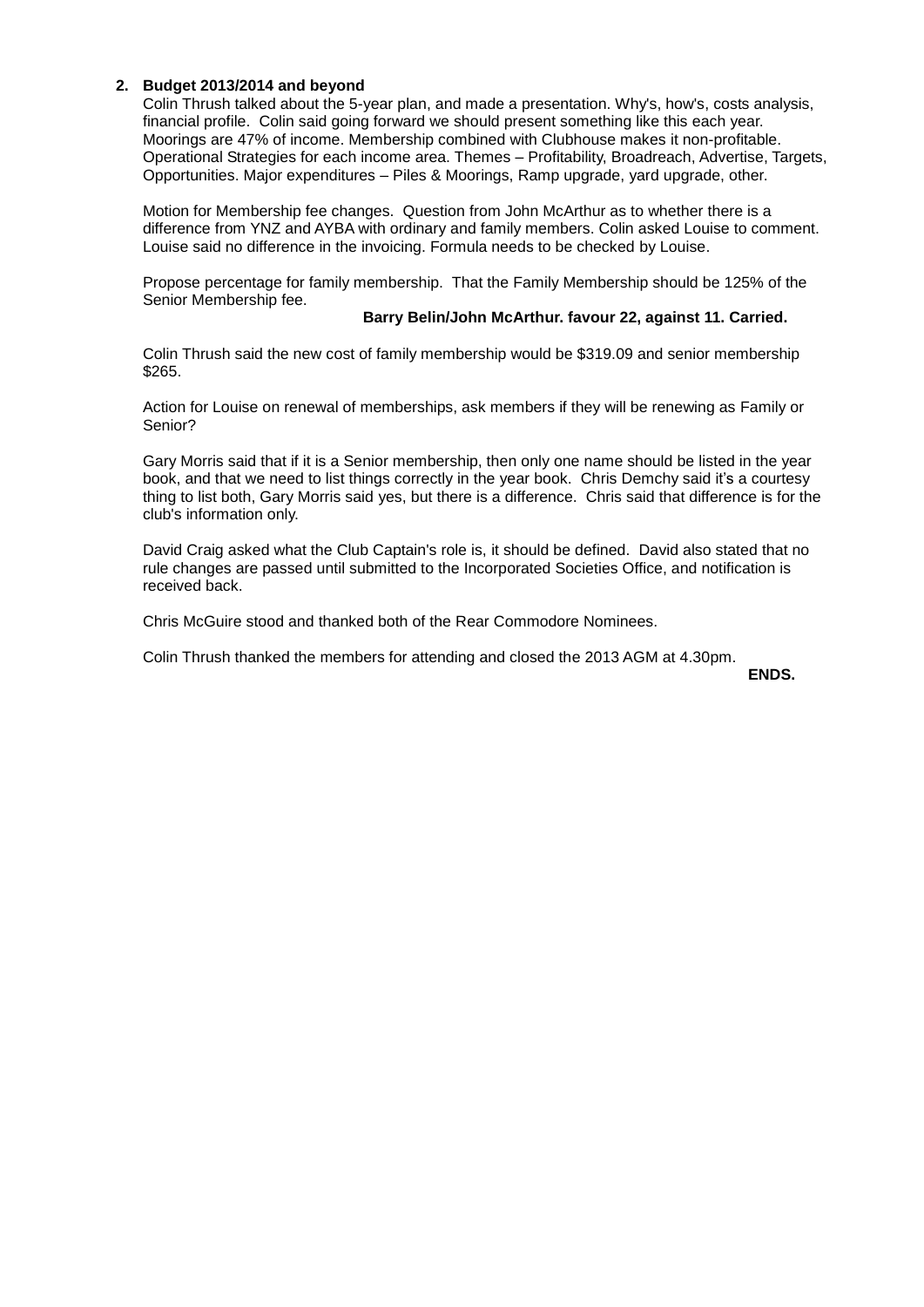2. **Budget 2013/2014 and beyond**

Colin Thrush talked about the 5-year plan, and made a presentation. Why's, how's, costs analysis, financial profile. Colin said going forward we should present something like this each year. Moorings are 47% of income. Membership combined with Clubhouse makes it non-profitable. Operational Strategies for each income area. Themes – Profitability, Broadreach, Advertise, Targets, Opportunities. Major expenditures – Piles & Moorings, Ramp upgrade, yard upgrade, other.

Motion for Membership fee changes. Question from John McArthur as to whether there is a difference from YNZ and AYBA with ordinary and family members. Colin asked Louise to comment. Louise said no difference in the invoicing. Formula needs to be checked by Louise.

Propose percentage for family membership. That the Family Membership should be 125% of the Senior Membership fee.

**Barry Belin/John McArthur. favour 22, against 11. Carried.**

Colin Thrush said the new cost of family membership would be $319.09 and senior membership $265.

Action for Louise on renewal of memberships, ask members if they will be renewing as Family or Senior?

Gary Morris said that if it is a Senior membership, then only one name should be listed in the year book, and that we need to list things correctly in the year book. Chris Demchy said it's a courtesy thing to list both, Gary Morris said yes, but there is a difference. Chris said that difference is for the club's information only.

David Craig asked what the Club Captain's role is, it should be defined. David also stated that no rule changes are passed until submitted to the Incorporated Societies Office, and notification is received back.

Chris McGuire stood and thanked both of the Rear Commodore Nominees.

Colin Thrush thanked the members for attending and closed the 2013 AGM at 4.30pm.

**ENDS.**